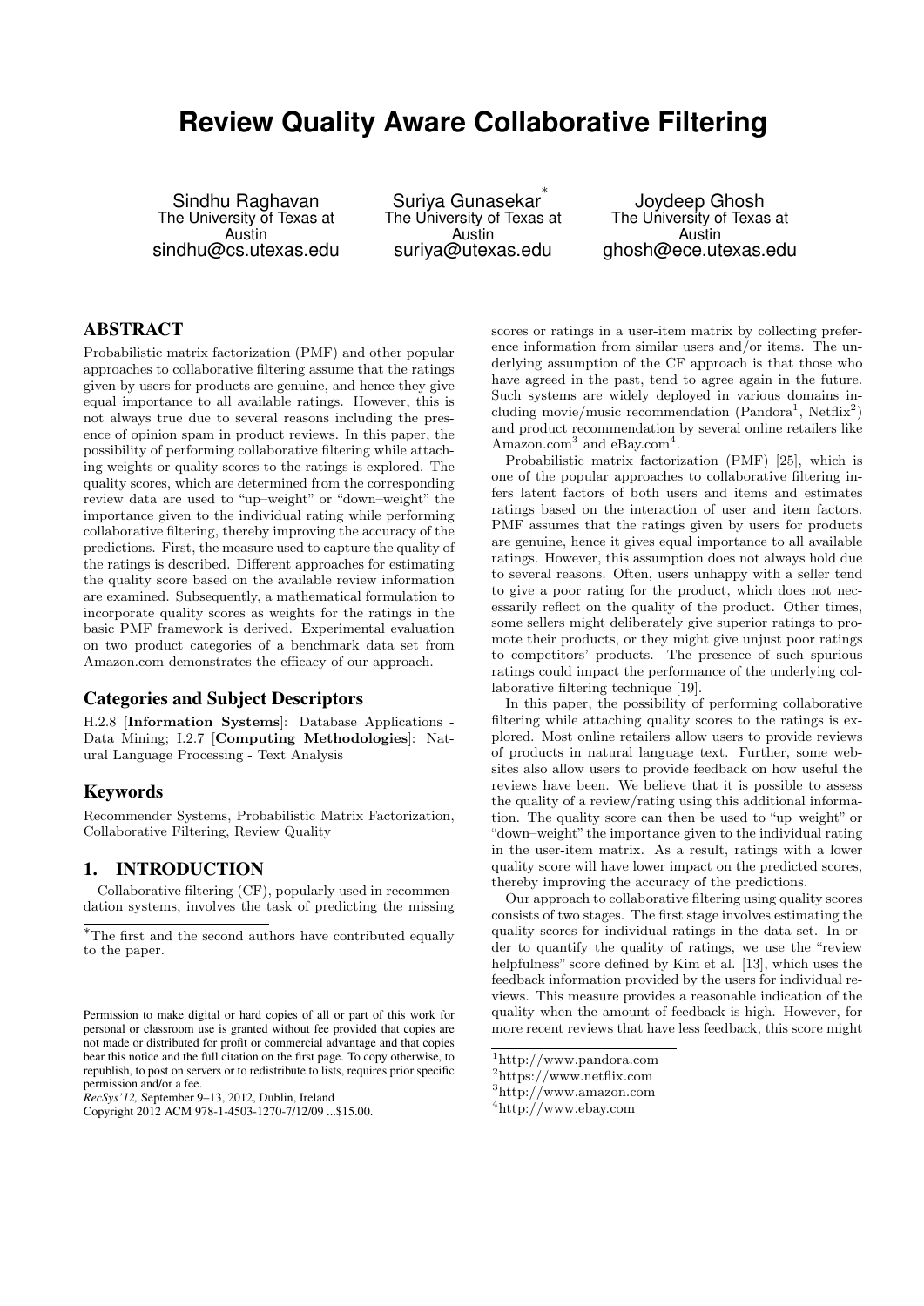# Review Quality Aware Collaborative Filtering

Sindhu Raghavan
The University of Texas at Austin
sindhu@cs.utexas.edu

Suriya Gunasekar*
The University of Texas at Austin
suriya@utexas.edu

Joydeep Ghosh
The University of Texas at Austin
ghosh@ece.utexas.edu

## ABSTRACT

Probabilistic matrix factorization (PMF) and other popular approaches to collaborative filtering assume that the ratings given by users for products are genuine, and hence they give equal importance to all available ratings. However, this is not always true due to several reasons including the presence of opinion spam in product reviews. In this paper, the possibility of performing collaborative filtering while attaching weights or quality scores to the ratings is explored. The quality scores, which are determined from the corresponding review data are used to "up–weight" or "down–weight" the importance given to the individual rating while performing collaborative filtering, thereby improving the accuracy of the predictions. First, the measure used to capture the quality of the ratings is described. Different approaches for estimating the quality score based on the available review information are examined. Subsequently, a mathematical formulation to incorporate quality scores as weights for the ratings in the basic PMF framework is derived. Experimental evaluation on two product categories of a benchmark data set from Amazon.com demonstrates the efficacy of our approach.

### Categories and Subject Descriptors

H.2.8 [**Information Systems**]: Database Applications - Data Mining; I.2.7 [**Computing Methodologies**]: Natural Language Processing - Text Analysis

### Keywords

Recommender Systems, Probabilistic Matrix Factorization, Collaborative Filtering, Review Quality

## 1. INTRODUCTION

Collaborative filtering (CF), popularly used in recommendation systems, involves the task of predicting the missing scores or ratings in a user-item matrix by collecting preference information from similar users and/or items. The underlying assumption of the CF approach is that those who have agreed in the past, tend to agree again in the future. Such systems are widely deployed in various domains including movie/music recommendation (Pandora[1], Netflix[2]) and product recommendation by several online retailers like Amazon.com[3] and eBay.com[4].

Probabilistic matrix factorization (PMF) [25], which is one of the popular approaches to collaborative filtering infers latent factors of both users and items and estimates ratings based on the interaction of user and item factors. PMF assumes that the ratings given by users for products are genuine, hence it gives equal importance to all available ratings. However, this assumption does not always hold due to several reasons. Often, users unhappy with a seller tend to give a poor rating for the product, which does not necessarily reflect on the quality of the product. Other times, some sellers might deliberately give superior ratings to promote their products, or they might give unjust poor ratings to competitors' products. The presence of such spurious ratings could impact the performance of the underlying collaborative filtering technique [19].

In this paper, the possibility of performing collaborative filtering while attaching quality scores to the ratings is explored. Most online retailers allow users to provide reviews of products in natural language text. Further, some websites also allow users to provide feedback on how useful the reviews have been. We believe that it is possible to assess the quality of a review/rating using this additional information. The quality score can then be used to "up–weight" or "down–weight" the importance given to the individual rating in the user-item matrix. As a result, ratings with a lower quality score will have lower impact on the predicted scores, thereby improving the accuracy of the predictions.

Our approach to collaborative filtering using quality scores consists of two stages. The first stage involves estimating the quality scores for individual ratings in the data set. In order to quantify the quality of ratings, we use the "review helpfulness" score defined by Kim et al. [13], which uses the feedback information provided by the users for individual reviews. This measure provides a reasonable indication of the quality when the amount of feedback is high. However, for more recent reviews that have less feedback, this score might

*The first and the second authors have contributed equally to the paper.

Permission to make digital or hard copies of all or part of this work for personal or classroom use is granted without fee provided that copies are not made or distributed for profit or commercial advantage and that copies bear this notice and the full citation on the first page. To copy otherwise, to republish, to post on servers or to redistribute to lists, requires prior specific permission and/or a fee.
*RecSys'12,* September 9–13, 2012, Dublin, Ireland
Copyright 2012 ACM 978-1-4503-1270-7/12/09 ...$15.00.

[1]http://www.pandora.com
[2]https://www.netflix.com
[3]http://www.amazon.com
[4]http://www.ebay.com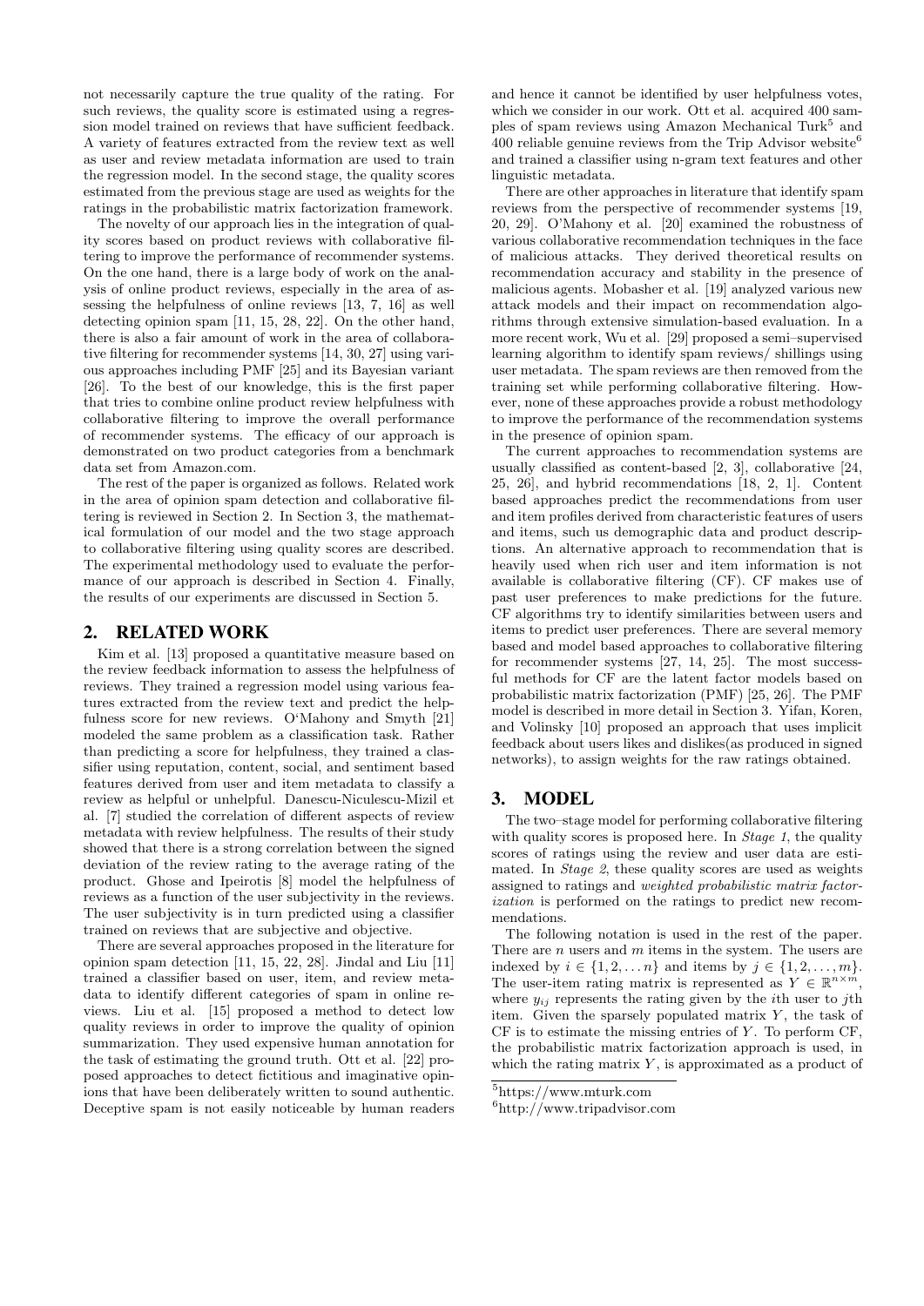not necessarily capture the true quality of the rating. For such reviews, the quality score is estimated using a regression model trained on reviews that have sufficient feedback. A variety of features extracted from the review text as well as user and review metadata information are used to train the regression model. In the second stage, the quality scores estimated from the previous stage are used as weights for the ratings in the probabilistic matrix factorization framework.

The novelty of our approach lies in the integration of quality scores based on product reviews with collaborative filtering to improve the performance of recommender systems. On the one hand, there is a large body of work on the analysis of online product reviews, especially in the area of assessing the helpfulness of online reviews [13, 7, 16] as well detecting opinion spam [11, 15, 28, 22]. On the other hand, there is also a fair amount of work in the area of collaborative filtering for recommender systems [14, 30, 27] using various approaches including PMF [25] and its Bayesian variant [26]. To the best of our knowledge, this is the first paper that tries to combine online product review helpfulness with collaborative filtering to improve the overall performance of recommender systems. The efficacy of our approach is demonstrated on two product categories from a benchmark data set from Amazon.com.

The rest of the paper is organized as follows. Related work in the area of opinion spam detection and collaborative filtering is reviewed in Section 2. In Section 3, the mathematical formulation of our model and the two stage approach to collaborative filtering using quality scores are described. The experimental methodology used to evaluate the performance of our approach is described in Section 4. Finally, the results of our experiments are discussed in Section 5.

## 2. RELATED WORK

Kim et al. [13] proposed a quantitative measure based on the review feedback information to assess the helpfulness of reviews. They trained a regression model using various features extracted from the review text and predict the helpfulness score for new reviews. O'Mahony and Smyth [21] modeled the same problem as a classification task. Rather than predicting a score for helpfulness, they trained a classifier using reputation, content, social, and sentiment based features derived from user and item metadata to classify a review as helpful or unhelpful. Danescu-Niculescu-Mizil et al. [7] studied the correlation of different aspects of review metadata with review helpfulness. The results of their study showed that there is a strong correlation between the signed deviation of the review rating to the average rating of the product. Ghose and Ipeirotis [8] model the helpfulness of reviews as a function of the user subjectivity in the reviews. The user subjectivity is in turn predicted using a classifier trained on reviews that are subjective and objective.

There are several approaches proposed in the literature for opinion spam detection [11, 15, 22, 28]. Jindal and Liu [11] trained a classifier based on user, item, and review metadata to identify different categories of spam in online reviews. Liu et al. [15] proposed a method to detect low quality reviews in order to improve the quality of opinion summarization. They used expensive human annotation for the task of estimating the ground truth. Ott et al. [22] proposed approaches to detect fictitious and imaginative opinions that have been deliberately written to sound authentic. Deceptive spam is not easily noticeable by human readers and hence it cannot be identified by user helpfulness votes, which we consider in our work. Ott et al. acquired 400 samples of spam reviews using Amazon Mechanical Turk[5] and 400 reliable genuine reviews from the Trip Advisor website[6] and trained a classifier using n-gram text features and other linguistic metadata.

There are other approaches in literature that identify spam reviews from the perspective of recommender systems [19, 20, 29]. O'Mahony et al. [20] examined the robustness of various collaborative recommendation techniques in the face of malicious attacks. They derived theoretical results on recommendation accuracy and stability in the presence of malicious agents. Mobasher et al. [19] analyzed various new attack models and their impact on recommendation algorithms through extensive simulation-based evaluation. In a more recent work, Wu et al. [29] proposed a semi–supervised learning algorithm to identify spam reviews/ shillings using user metadata. The spam reviews are then removed from the training set while performing collaborative filtering. However, none of these approaches provide a robust methodology to improve the performance of the recommendation systems in the presence of opinion spam.

The current approaches to recommendation systems are usually classified as content-based [2, 3], collaborative [24, 25, 26], and hybrid recommendations [18, 2, 1]. Content based approaches predict the recommendations from user and item profiles derived from characteristic features of users and items, such us demographic data and product descriptions. An alternative approach to recommendation that is heavily used when rich user and item information is not available is collaborative filtering (CF). CF makes use of past user preferences to make predictions for the future. CF algorithms try to identify similarities between users and items to predict user preferences. There are several memory based and model based approaches to collaborative filtering for recommender systems [27, 14, 25]. The most successful methods for CF are the latent factor models based on probabilistic matrix factorization (PMF) [25, 26]. The PMF model is described in more detail in Section 3. Yifan, Koren, and Volinsky [10] proposed an approach that uses implicit feedback about users likes and dislikes(as produced in signed networks), to assign weights for the raw ratings obtained.

## 3. MODEL

The two–stage model for performing collaborative filtering with quality scores is proposed here. In *Stage 1*, the quality scores of ratings using the review and user data are estimated. In *Stage 2*, these quality scores are used as weights assigned to ratings and *weighted probabilistic matrix factorization* is performed on the ratings to predict new recommendations.

The following notation is used in the rest of the paper. There are $n$ users and $m$ items in the system. The users are indexed by $i \in \{1, 2, \ldots n\}$ and items by $j \in \{1, 2, \ldots, m\}$. The user-item rating matrix is represented as $Y \in \mathbb{R}^{n \times m}$, where $y_{ij}$ represents the rating given by the $i$th user to $j$th item. Given the sparsely populated matrix $Y$, the task of CF is to estimate the missing entries of $Y$. To perform CF, the probabilistic matrix factorization approach is used, in which the rating matrix $Y$, is approximated as a product of

[5] https://www.mturk.com

[6] http://www.tripadvisor.com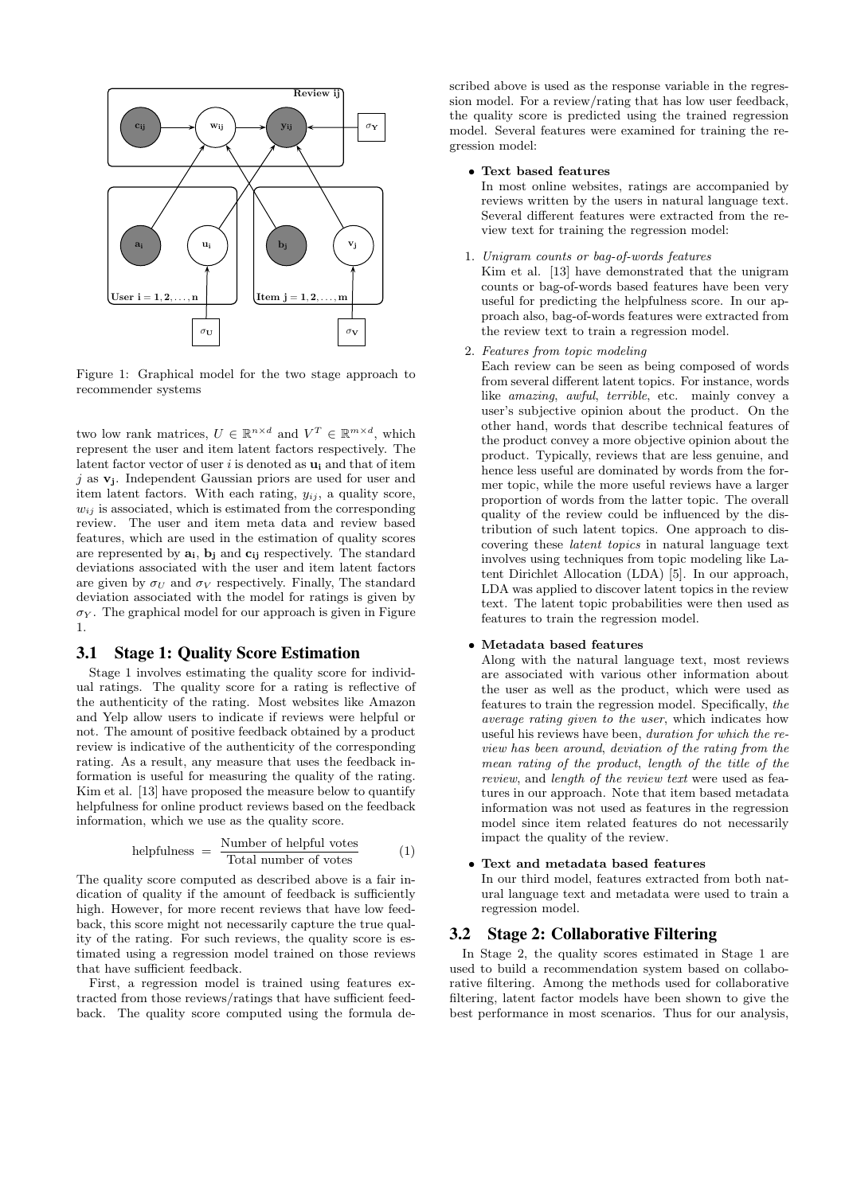Figure 1: Graphical model for the two stage approach to recommender systems

two low rank matrices, $U \in \mathbb{R}^{n \times d}$ and $V^T \in \mathbb{R}^{m \times d}$, which represent the user and item latent factors respectively. The latent factor vector of user $i$ is denoted as $\mathbf{u_i}$ and that of item $j$ as $\mathbf{v_j}$. Independent Gaussian priors are used for user and item latent factors. With each rating, $y_{ij}$, a quality score, $w_{ij}$ is associated, which is estimated from the corresponding review. The user and item meta data and review based features, which are used in the estimation of quality scores are represented by $\mathbf{a_i}$, $\mathbf{b_j}$ and $\mathbf{c_{ij}}$ respectively. The standard deviations associated with the user and item latent factors are given by $\sigma_U$ and $\sigma_V$ respectively. Finally, The standard deviation associated with the model for ratings is given by $\sigma_Y$. The graphical model for our approach is given in Figure 1.

## 3.1 Stage 1: Quality Score Estimation

Stage 1 involves estimating the quality score for individual ratings. The quality score for a rating is reflective of the authenticity of the rating. Most websites like Amazon and Yelp allow users to indicate if reviews were helpful or not. The amount of positive feedback obtained by a product review is indicative of the authenticity of the corresponding rating. As a result, any measure that uses the feedback information is useful for measuring the quality of the rating. Kim et al. [13] have proposed the measure below to quantify helpfulness for online product reviews based on the feedback information, which we use as the quality score.

$$\text{helpfulness} = \frac{\text{Number of helpful votes}}{\text{Total number of votes}} \tag{1}$$

The quality score computed as described above is a fair indication of quality if the amount of feedback is sufficiently high. However, for more recent reviews that have low feedback, this score might not necessarily capture the true quality of the rating. For such reviews, the quality score is estimated using a regression model trained on those reviews that have sufficient feedback.

First, a regression model is trained using features extracted from those reviews/ratings that have sufficient feedback. The quality score computed using the formula described above is used as the response variable in the regression model. For a review/rating that has low user feedback, the quality score is predicted using the trained regression model. Several features were examined for training the regression model:

- **Text based features**
  In most online websites, ratings are accompanied by reviews written by the users in natural language text. Several different features were extracted from the review text for training the regression model:

1. *Unigram counts or bag-of-words features*
   Kim et al. [13] have demonstrated that the unigram counts or bag-of-words based features have been very useful for predicting the helpfulness score. In our approach also, bag-of-words features were extracted from the review text to train a regression model.
2. *Features from topic modeling*
   Each review can be seen as being composed of words from several different latent topics. For instance, words like *amazing*, *awful*, *terrible*, etc. mainly convey a user's subjective opinion about the product. On the other hand, words that describe technical features of the product convey a more objective opinion about the product. Typically, reviews that are less genuine, and hence less useful are dominated by words from the former topic, while the more useful reviews have a larger proportion of words from the latter topic. The overall quality of the review could be influenced by the distribution of such latent topics. One approach to discovering these *latent topics* in natural language text involves using techniques from topic modeling like Latent Dirichlet Allocation (LDA) [5]. In our approach, LDA was applied to discover latent topics in the review text. The latent topic probabilities were then used as features to train the regression model.

- **Metadata based features**
  Along with the natural language text, most reviews are associated with various other information about the user as well as the product, which were used as features to train the regression model. Specifically, *the average rating given to the user*, which indicates how useful his reviews have been, *duration for which the review has been around*, *deviation of the rating from the mean rating of the product*, *length of the title of the review*, and *length of the review text* were used as features in our approach. Note that item based metadata information was not used as features in the regression model since item related features do not necessarily impact the quality of the review.

- **Text and metadata based features**
  In our third model, features extracted from both natural language text and metadata were used to train a regression model.

## 3.2 Stage 2: Collaborative Filtering

In Stage 2, the quality scores estimated in Stage 1 are used to build a recommendation system based on collaborative filtering. Among the methods used for collaborative filtering, latent factor models have been shown to give the best performance in most scenarios. Thus for our analysis,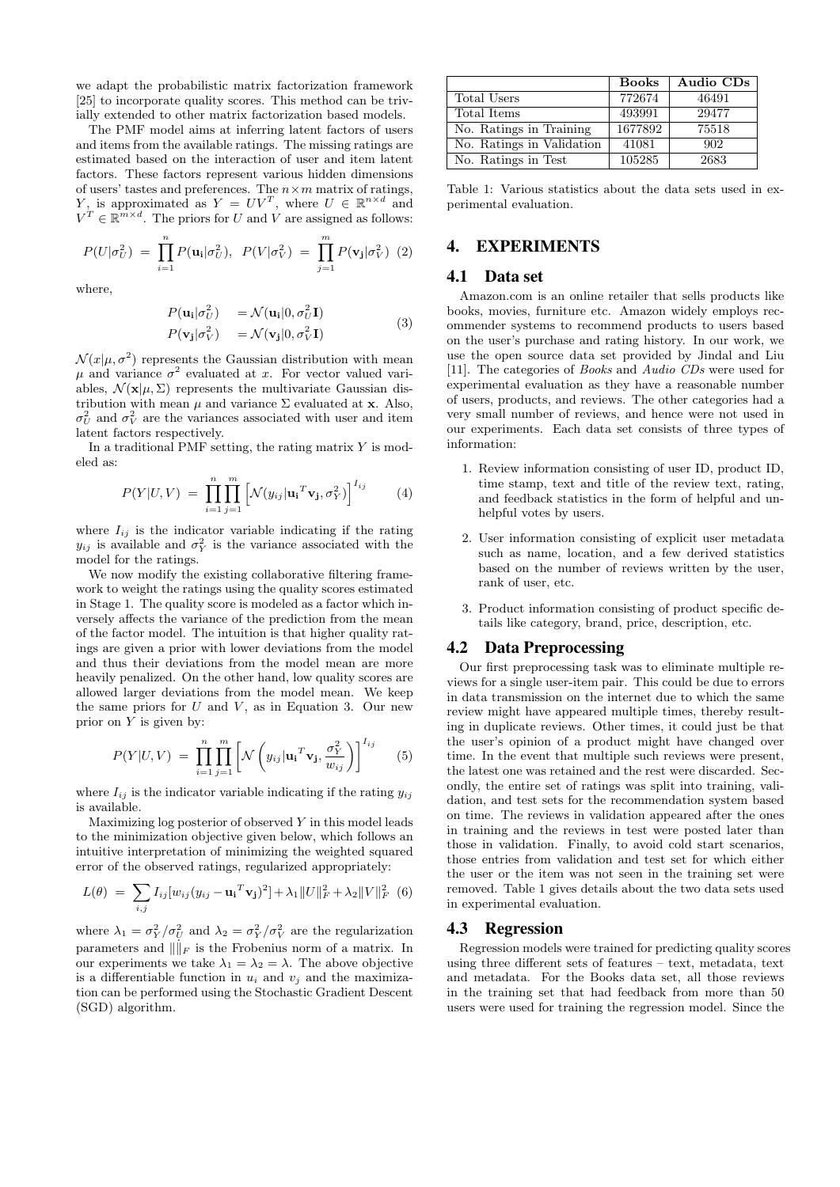we adapt the probabilistic matrix factorization framework [25] to incorporate quality scores. This method can be trivially extended to other matrix factorization based models.

The PMF model aims at inferring latent factors of users and items from the available ratings. The missing ratings are estimated based on the interaction of user and item latent factors. These factors represent various hidden dimensions of users' tastes and preferences. The $n \times m$ matrix of ratings, $Y$, is approximated as $Y = UV^T$, where $U \in \mathbb{R}^{n \times d}$ and $V^T \in \mathbb{R}^{m \times d}$. The priors for $U$ and $V$ are assigned as follows:

$$P(U|\sigma_U^2) = \prod_{i=1}^{n} P(\mathbf{u_i}|\sigma_U^2), \quad P(V|\sigma_V^2) = \prod_{j=1}^{m} P(\mathbf{v_j}|\sigma_V^2) \quad (2)$$

where,

$$\begin{aligned} P(\mathbf{u_i}|\sigma_U^2) &= \mathcal{N}(\mathbf{u_i}|0, \sigma_U^2 \mathbf{I}) \\ P(\mathbf{v_j}|\sigma_V^2) &= \mathcal{N}(\mathbf{v_j}|0, \sigma_V^2 \mathbf{I}) \end{aligned} \quad (3)$$

$\mathcal{N}(x|\mu, \sigma^2)$ represents the Gaussian distribution with mean $\mu$ and variance $\sigma^2$ evaluated at $x$. For vector valued variables, $\mathcal{N}(\mathbf{x}|\mu, \Sigma)$ represents the multivariate Gaussian distribution with mean $\mu$ and variance $\Sigma$ evaluated at $\mathbf{x}$. Also, $\sigma_U^2$ and $\sigma_V^2$ are the variances associated with user and item latent factors respectively.

In a traditional PMF setting, the rating matrix $Y$ is modeled as:

$$P(Y|U, V) = \prod_{i=1}^{n} \prod_{j=1}^{m} \left[ \mathcal{N}(y_{ij}|\mathbf{u_i}^T \mathbf{v_j}, \sigma_Y^2) \right]^{I_{ij}} \quad (4)$$

where $I_{ij}$ is the indicator variable indicating if the rating $y_{ij}$ is available and $\sigma_Y^2$ is the variance associated with the model for the ratings.

We now modify the existing collaborative filtering framework to weight the ratings using the quality scores estimated in Stage 1. The quality score is modeled as a factor which inversely affects the variance of the prediction from the mean of the factor model. The intuition is that higher quality ratings are given a prior with lower deviations from the model and thus their deviations from the model mean are more heavily penalized. On the other hand, low quality scores are allowed larger deviations from the model mean. We keep the same priors for $U$ and $V$, as in Equation 3. Our new prior on $Y$ is given by:

$$P(Y|U, V) = \prod_{i=1}^{n} \prod_{j=1}^{m} \left[ \mathcal{N}\left(y_{ij}|\mathbf{u_i}^T \mathbf{v_j}, \frac{\sigma_Y^2}{w_{ij}}\right) \right]^{I_{ij}} \quad (5)$$

where $I_{ij}$ is the indicator variable indicating if the rating $y_{ij}$ is available.

Maximizing log posterior of observed $Y$ in this model leads to the minimization objective given below, which follows an intuitive interpretation of minimizing the weighted squared error of the observed ratings, regularized appropriately:

$$L(\theta) = \sum_{i,j} I_{ij}[w_{ij}(y_{ij} - \mathbf{u_i}^T \mathbf{v_j})^2] + \lambda_1 \|U\|_F^2 + \lambda_2 \|V\|_F^2 \quad (6)$$

where $\lambda_1 = \sigma_Y^2 / \sigma_U^2$ and $\lambda_2 = \sigma_Y^2 / \sigma_V^2$ are the regularization parameters and $\|\|_F$ is the Frobenius norm of a matrix. In our experiments we take $\lambda_1 = \lambda_2 = \lambda$. The above objective is a differentiable function in $u_i$ and $v_j$ and the maximization can be performed using the Stochastic Gradient Descent (SGD) algorithm.

| | Books | Audio CDs |
|---|---|---|
| Total Users | 772674 | 46491 |
| Total Items | 493991 | 29477 |
| No. Ratings in Training | 1677892 | 75518 |
| No. Ratings in Validation | 41081 | 902 |
| No. Ratings in Test | 105285 | 2683 |

Table 1: Various statistics about the data sets used in experimental evaluation.

## 4. EXPERIMENTS

### 4.1 Data set

Amazon.com is an online retailer that sells products like books, movies, furniture etc. Amazon widely employs recommender systems to recommend products to users based on the user's purchase and rating history. In our work, we use the open source data set provided by Jindal and Liu [11]. The categories of *Books* and *Audio CDs* were used for experimental evaluation as they have a reasonable number of users, products, and reviews. The other categories had a very small number of reviews, and hence were not used in our experiments. Each data set consists of three types of information:

1. Review information consisting of user ID, product ID, time stamp, text and title of the review text, rating, and feedback statistics in the form of helpful and unhelpful votes by users.
2. User information consisting of explicit user metadata such as name, location, and a few derived statistics based on the number of reviews written by the user, rank of user, etc.
3. Product information consisting of product specific details like category, brand, price, description, etc.

### 4.2 Data Preprocessing

Our first preprocessing task was to eliminate multiple reviews for a single user-item pair. This could be due to errors in data transmission on the internet due to which the same review might have appeared multiple times, thereby resulting in duplicate reviews. Other times, it could just be that the user's opinion of a product might have changed over time. In the event that multiple such reviews were present, the latest one was retained and the rest were discarded. Secondly, the entire set of ratings was split into training, validation, and test sets for the recommendation system based on time. The reviews in validation appeared after the ones in training and the reviews in test were posted later than those in validation. Finally, to avoid cold start scenarios, those entries from validation and test set for which either the user or the item was not seen in the training set were removed. Table 1 gives details about the two data sets used in experimental evaluation.

### 4.3 Regression

Regression models were trained for predicting quality scores using three different sets of features – text, metadata, text and metadata. For the Books data set, all those reviews in the training set that had feedback from more than 50 users were used for training the regression model. Since the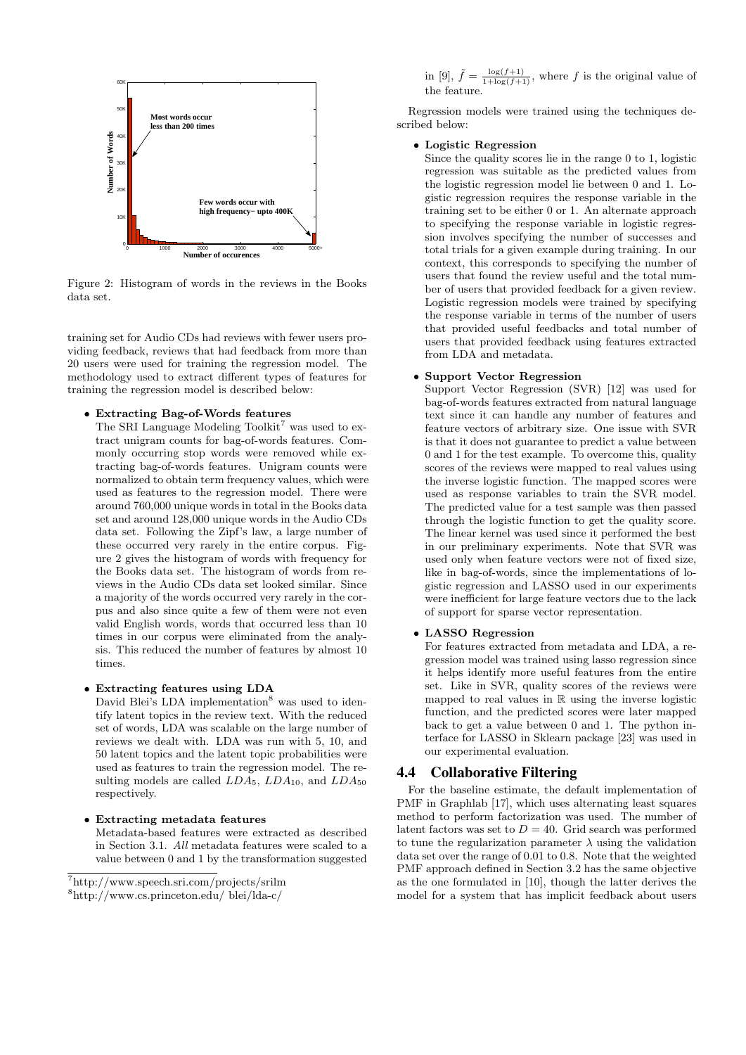Figure 2: Histogram of words in the reviews in the Books data set.

training set for Audio CDs had reviews with fewer users providing feedback, reviews that had feedback from more than 20 users were used for training the regression model. The methodology used to extract different types of features for training the regression model is described below:

- **Extracting Bag-of-Words features**
  The SRI Language Modeling Toolkit[7] was used to extract unigram counts for bag-of-words features. Commonly occurring stop words were removed while extracting bag-of-words features. Unigram counts were normalized to obtain term frequency values, which were used as features to the regression model. There were around 760,000 unique words in total in the Books data set and around 128,000 unique words in the Audio CDs data set. Following the Zipf's law, a large number of these occurred very rarely in the entire corpus. Figure 2 gives the histogram of words with frequency for the Books data set. The histogram of words from reviews in the Audio CDs data set looked similar. Since a majority of the words occurred very rarely in the corpus and also since quite a few of them were not even valid English words, words that occurred less than 10 times in our corpus were eliminated from the analysis. This reduced the number of features by almost 10 times.

- **Extracting features using LDA**
  David Blei's LDA implementation[8] was used to identify latent topics in the review text. With the reduced set of words, LDA was scalable on the large number of reviews we dealt with. LDA was run with 5, 10, and 50 latent topics and the latent topic probabilities were used as features to train the regression model. The resulting models are called $LDA_5$, $LDA_{10}$, and $LDA_{50}$ respectively.

- **Extracting metadata features**
  Metadata-based features were extracted as described in Section 3.1. *All* metadata features were scaled to a value between 0 and 1 by the transformation suggested in [9], $\tilde{f} = \frac{\log(f+1)}{1+\log(f+1)}$, where $f$ is the original value of the feature.

Regression models were trained using the techniques described below:

- **Logistic Regression**
  Since the quality scores lie in the range 0 to 1, logistic regression was suitable as the predicted values from the logistic regression model lie between 0 and 1. Logistic regression requires the response variable in the training set to be either 0 or 1. An alternate approach to specifying the response variable in logistic regression involves specifying the number of successes and total trials for a given example during training. In our context, this corresponds to specifying the number of users that found the review useful and the total number of users that provided feedback for a given review. Logistic regression models were trained by specifying the response variable in terms of the number of users that provided useful feedbacks and total number of users that provided feedback using features extracted from LDA and metadata.

- **Support Vector Regression**
  Support Vector Regression (SVR) [12] was used for bag-of-words features extracted from natural language text since it can handle any number of features and feature vectors of arbitrary size. One issue with SVR is that it does not guarantee to predict a value between 0 and 1 for the test example. To overcome this, quality scores of the reviews were mapped to real values using the inverse logistic function. The mapped scores were used as response variables to train the SVR model. The predicted value for a test sample was then passed through the logistic function to get the quality score. The linear kernel was used since it performed the best in our preliminary experiments. Note that SVR was used only when feature vectors were not of fixed size, like in bag-of-words, since the implementations of logistic regression and LASSO used in our experiments were inefficient for large feature vectors due to the lack of support for sparse vector representation.

- **LASSO Regression**
  For features extracted from metadata and LDA, a regression model was trained using lasso regression since it helps identify more useful features from the entire set. Like in SVR, quality scores of the reviews were mapped to real values in $\mathbb{R}$ using the inverse logistic function, and the predicted scores were later mapped back to get a value between 0 and 1. The python interface for LASSO in Sklearn package [23] was used in our experimental evaluation.

## 4.4 Collaborative Filtering

For the baseline estimate, the default implementation of PMF in Graphlab [17], which uses alternating least squares method to perform factorization was used. The number of latent factors was set to $D = 40$. Grid search was performed to tune the regularization parameter $\lambda$ using the validation data set over the range of 0.01 to 0.8. Note that the weighted PMF approach defined in Section 3.2 has the same objective as the one formulated in [10], though the latter derives the model for a system that has implicit feedback about users

[7] http://www.speech.sri.com/projects/srilm
[8] http://www.cs.princeton.edu/ blei/lda-c/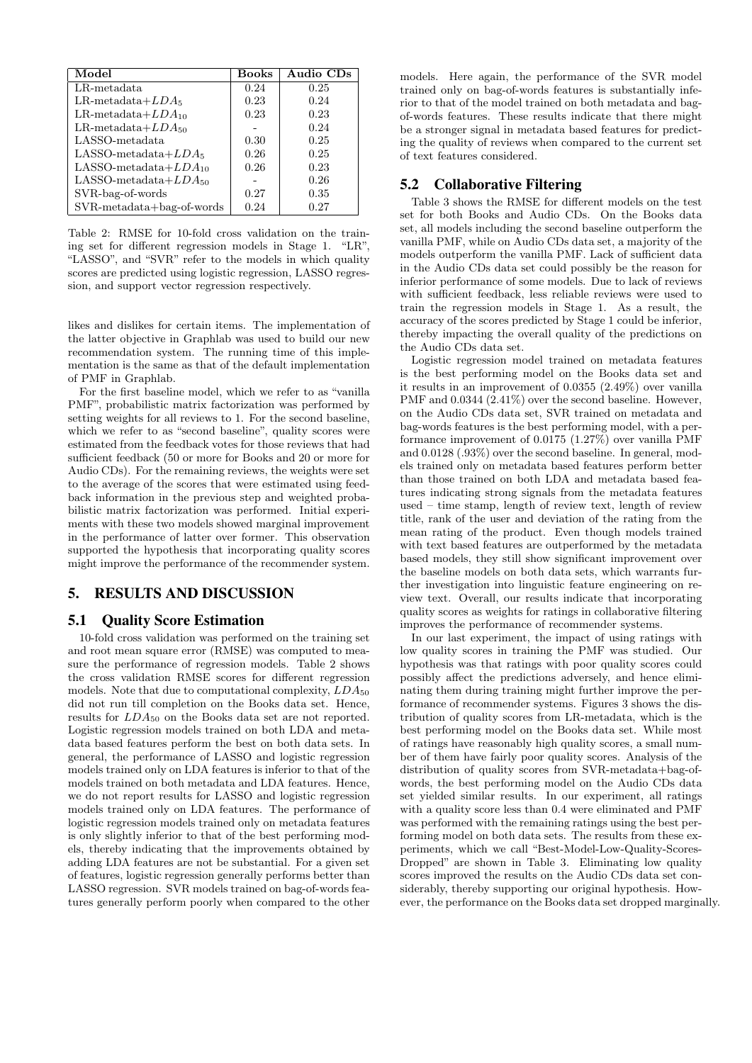| Model | Books | Audio CDs |
|---|---|---|
| LR-metadata | 0.24 | 0.25 |
| LR-metadata+$LDA_5$ | 0.23 | 0.24 |
| LR-metadata+$LDA_{10}$ | 0.23 | 0.23 |
| LR-metadata+$LDA_{50}$ | - | 0.24 |
| LASSO-metadata | 0.30 | 0.25 |
| LASSO-metadata+$LDA_5$ | 0.26 | 0.25 |
| LASSO-metadata+$LDA_{10}$ | 0.26 | 0.23 |
| LASSO-metadata+$LDA_{50}$ | - | 0.26 |
| SVR-bag-of-words | 0.27 | 0.35 |
| SVR-metadata+bag-of-words | 0.24 | 0.27 |

Table 2: RMSE for 10-fold cross validation on the training set for different regression models in Stage 1. "LR", "LASSO", and "SVR" refer to the models in which quality scores are predicted using logistic regression, LASSO regression, and support vector regression respectively.

likes and dislikes for certain items. The implementation of the latter objective in Graphlab was used to build our new recommendation system. The running time of this implementation is the same as that of the default implementation of PMF in Graphlab.

For the first baseline model, which we refer to as "vanilla PMF", probabilistic matrix factorization was performed by setting weights for all reviews to 1. For the second baseline, which we refer to as "second baseline", quality scores were estimated from the feedback votes for those reviews that had sufficient feedback (50 or more for Books and 20 or more for Audio CDs). For the remaining reviews, the weights were set to the average of the scores that were estimated using feedback information in the previous step and weighted probabilistic matrix factorization was performed. Initial experiments with these two models showed marginal improvement in the performance of latter over former. This observation supported the hypothesis that incorporating quality scores might improve the performance of the recommender system.

## 5. RESULTS AND DISCUSSION

### 5.1 Quality Score Estimation

10-fold cross validation was performed on the training set and root mean square error (RMSE) was computed to measure the performance of regression models. Table 2 shows the cross validation RMSE scores for different regression models. Note that due to computational complexity, $LDA_{50}$ did not run till completion on the Books data set. Hence, results for $LDA_{50}$ on the Books data set are not reported. Logistic regression models trained on both LDA and metadata based features perform the best on both data sets. In general, the performance of LASSO and logistic regression models trained only on LDA features is inferior to that of the models trained on both metadata and LDA features. Hence, we do not report results for LASSO and logistic regression models trained only on LDA features. The performance of logistic regression models trained only on metadata features is only slightly inferior to that of the best performing models, thereby indicating that the improvements obtained by adding LDA features are not be substantial. For a given set of features, logistic regression generally performs better than LASSO regression. SVR models trained on bag-of-words features generally perform poorly when compared to the other models. Here again, the performance of the SVR model trained only on bag-of-words features is substantially inferior to that of the model trained on both metadata and bag-of-words features. These results indicate that there might be a stronger signal in metadata based features for predicting the quality of reviews when compared to the current set of text features considered.

### 5.2 Collaborative Filtering

Table 3 shows the RMSE for different models on the test set for both Books and Audio CDs. On the Books data set, all models including the second baseline outperform the vanilla PMF, while on Audio CDs data set, a majority of the models outperform the vanilla PMF. Lack of sufficient data in the Audio CDs data set could possibly be the reason for inferior performance of some models. Due to lack of reviews with sufficient feedback, less reliable reviews were used to train the regression models in Stage 1. As a result, the accuracy of the scores predicted by Stage 1 could be inferior, thereby impacting the overall quality of the predictions on the Audio CDs data set.

Logistic regression model trained on metadata features is the best performing model on the Books data set and it results in an improvement of 0.0355 (2.49%) over vanilla PMF and 0.0344 (2.41%) over the second baseline. However, on the Audio CDs data set, SVR trained on metadata and bag-words features is the best performing model, with a performance improvement of 0.0175 (1.27%) over vanilla PMF and 0.0128 (.93%) over the second baseline. In general, models trained only on metadata based features perform better than those trained on both LDA and metadata based features indicating strong signals from the metadata features used – time stamp, length of review text, length of review title, rank of the user and deviation of the rating from the mean rating of the product. Even though models trained with text based features are outperformed by the metadata based models, they still show significant improvement over the baseline models on both data sets, which warrants further investigation into linguistic feature engineering on review text. Overall, our results indicate that incorporating quality scores as weights for ratings in collaborative filtering improves the performance of recommender systems.

In our last experiment, the impact of using ratings with low quality scores in training the PMF was studied. Our hypothesis was that ratings with poor quality scores could possibly affect the predictions adversely, and hence eliminating them during training might further improve the performance of recommender systems. Figures 3 shows the distribution of quality scores from LR-metadata, which is the best performing model on the Books data set. While most of ratings have reasonably high quality scores, a small number of them have fairly poor quality scores. Analysis of the distribution of quality scores from SVR-metadata+bag-of-words, the best performing model on the Audio CDs data set yielded similar results. In our experiment, all ratings with a quality score less than 0.4 were eliminated and PMF was performed with the remaining ratings using the best performing model on both data sets. The results from these experiments, which we call "Best-Model-Low-Quality-Scores-Dropped" are shown in Table 3. Eliminating low quality scores improved the results on the Audio CDs data set considerably, thereby supporting our original hypothesis. However, the performance on the Books data set dropped marginally.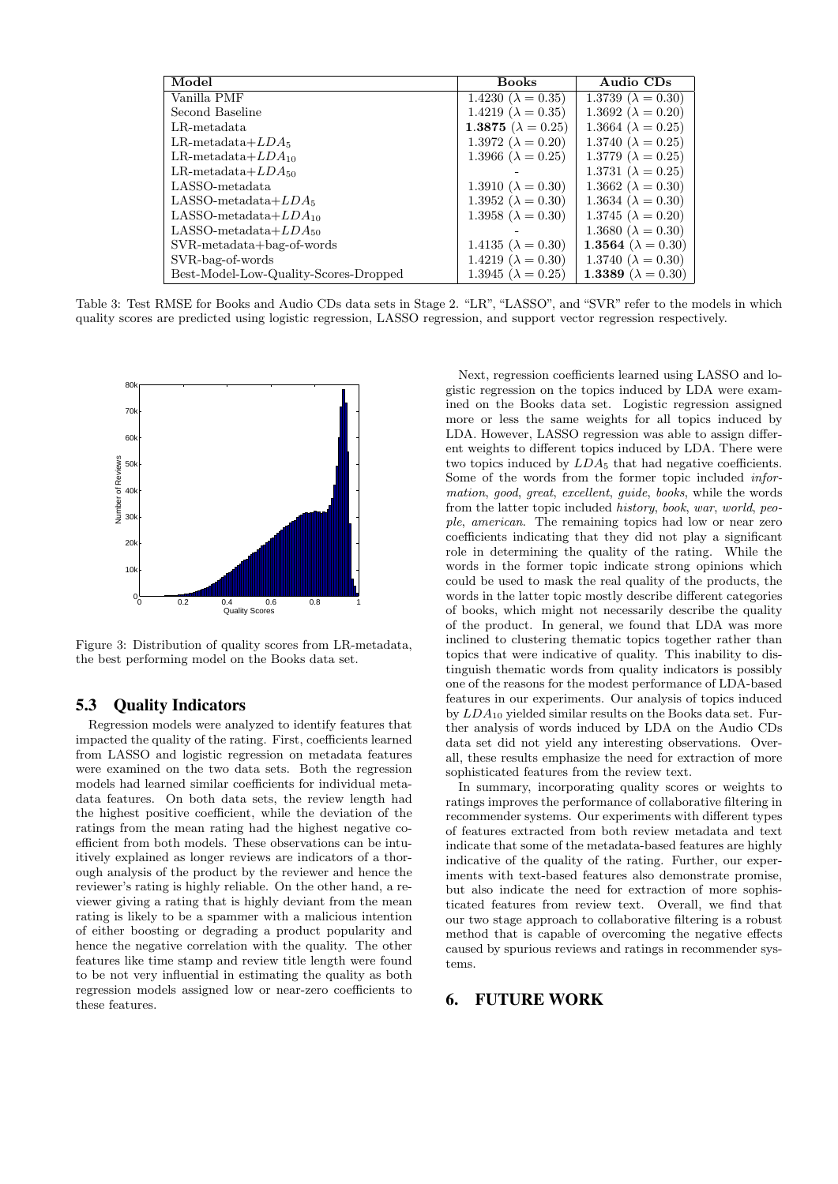| Model | Books | Audio CDs |
|---|---|---|
| Vanilla PMF | 1.4230 ($\lambda = 0.35$) | 1.3739 ($\lambda = 0.30$) |
| Second Baseline | 1.4219 ($\lambda = 0.35$) | 1.3692 ($\lambda = 0.20$) |
| LR-metadata | **1.3875** ($\lambda = 0.25$) | 1.3664 ($\lambda = 0.25$) |
| LR-metadata+$LDA_5$ | 1.3972 ($\lambda = 0.20$) | 1.3740 ($\lambda = 0.25$) |
| LR-metadata+$LDA_{10}$ | 1.3966 ($\lambda = 0.25$) | 1.3779 ($\lambda = 0.25$) |
| LR-metadata+$LDA_{50}$ | - | 1.3731 ($\lambda = 0.25$) |
| LASSO-metadata | 1.3910 ($\lambda = 0.30$) | 1.3662 ($\lambda = 0.30$) |
| LASSO-metadata+$LDA_5$ | 1.3952 ($\lambda = 0.30$) | 1.3634 ($\lambda = 0.30$) |
| LASSO-metadata+$LDA_{10}$ | 1.3958 ($\lambda = 0.30$) | 1.3745 ($\lambda = 0.20$) |
| LASSO-metadata+$LDA_{50}$ | - | 1.3680 ($\lambda = 0.30$) |
| SVR-metadata+bag-of-words | 1.4135 ($\lambda = 0.30$) | **1.3564** ($\lambda = 0.30$) |
| SVR-bag-of-words | 1.4219 ($\lambda = 0.30$) | 1.3740 ($\lambda = 0.30$) |
| Best-Model-Low-Quality-Scores-Dropped | 1.3945 ($\lambda = 0.25$) | **1.3389** ($\lambda = 0.30$) |

Table 3: Test RMSE for Books and Audio CDs data sets in Stage 2. "LR", "LASSO", and "SVR" refer to the models in which quality scores are predicted using logistic regression, LASSO regression, and support vector regression respectively.

Figure 3: Distribution of quality scores from LR-metadata, the best performing model on the Books data set.

## 5.3 Quality Indicators

Regression models were analyzed to identify features that impacted the quality of the rating. First, coefficients learned from LASSO and logistic regression on metadata features were examined on the two data sets. Both the regression models had learned similar coefficients for individual metadata features. On both data sets, the review length had the highest positive coefficient, while the deviation of the ratings from the mean rating had the highest negative coefficient from both models. These observations can be intuitively explained as longer reviews are indicators of a thorough analysis of the product by the reviewer and hence the reviewer's rating is highly reliable. On the other hand, a reviewer giving a rating that is highly deviant from the mean rating is likely to be a spammer with a malicious intention of either boosting or degrading a product popularity and hence the negative correlation with the quality. The other features like time stamp and review title length were found to be not very influential in estimating the quality as both regression models assigned low or near-zero coefficients to these features.

Next, regression coefficients learned using LASSO and logistic regression on the topics induced by LDA were examined on the Books data set. Logistic regression assigned more or less the same weights for all topics induced by LDA. However, LASSO regression was able to assign different weights to different topics induced by LDA. There were two topics induced by $LDA_5$ that had negative coefficients. Some of the words from the former topic included *information*, *good*, *great*, *excellent*, *guide*, *books*, while the words from the latter topic included *history*, *book*, *war*, *world*, *people*, *american*. The remaining topics had low or near zero coefficients indicating that they did not play a significant role in determining the quality of the rating. While the words in the former topic indicate strong opinions which could be used to mask the real quality of the products, the words in the latter topic mostly describe different categories of books, which might not necessarily describe the quality of the product. In general, we found that LDA was more inclined to clustering thematic topics together rather than topics that were indicative of quality. This inability to distinguish thematic words from quality indicators is possibly one of the reasons for the modest performance of LDA-based features in our experiments. Our analysis of topics induced by $LDA_{10}$ yielded similar results on the Books data set. Further analysis of words induced by LDA on the Audio CDs data set did not yield any interesting observations. Overall, these results emphasize the need for extraction of more sophisticated features from the review text.

In summary, incorporating quality scores or weights to ratings improves the performance of collaborative filtering in recommender systems. Our experiments with different types of features extracted from both review metadata and text indicate that some of the metadata-based features are highly indicative of the quality of the rating. Further, our experiments with text-based features also demonstrate promise, but also indicate the need for extraction of more sophisticated features from review text. Overall, we find that our two stage approach to collaborative filtering is a robust method that is capable of overcoming the negative effects caused by spurious reviews and ratings in recommender systems.

# 6. FUTURE WORK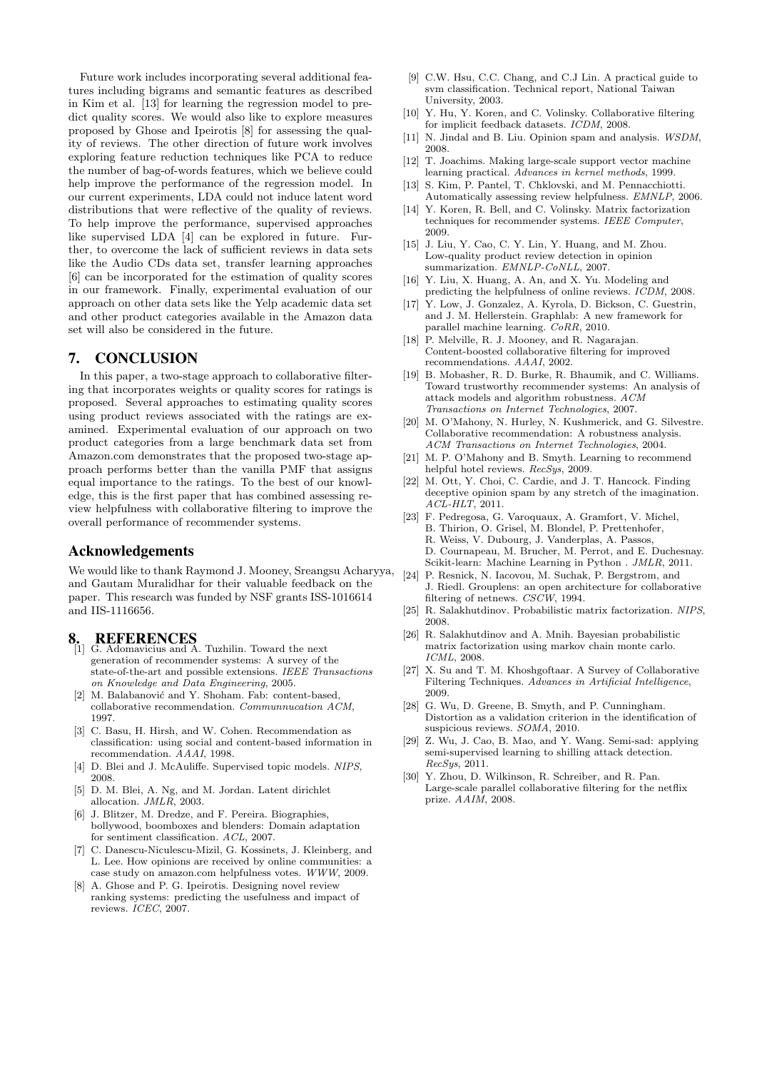Future work includes incorporating several additional features including bigrams and semantic features as described in Kim et al. [13] for learning the regression model to predict quality scores. We would also like to explore measures proposed by Ghose and Ipeirotis [8] for assessing the quality of reviews. The other direction of future work involves exploring feature reduction techniques like PCA to reduce the number of bag-of-words features, which we believe could help improve the performance of the regression model. In our current experiments, LDA could not induce latent word distributions that were reflective of the quality of reviews. To help improve the performance, supervised approaches like supervised LDA [4] can be explored in future. Further, to overcome the lack of sufficient reviews in data sets like the Audio CDs data set, transfer learning approaches [6] can be incorporated for the estimation of quality scores in our framework. Finally, experimental evaluation of our approach on other data sets like the Yelp academic data set and other product categories available in the Amazon data set will also be considered in the future.

## 7. CONCLUSION

In this paper, a two-stage approach to collaborative filtering that incorporates weights or quality scores for ratings is proposed. Several approaches to estimating quality scores using product reviews associated with the ratings are examined. Experimental evaluation of our approach on two product categories from a large benchmark data set from Amazon.com demonstrates that the proposed two-stage approach performs better than the vanilla PMF that assigns equal importance to the ratings. To the best of our knowledge, this is the first paper that has combined assessing review helpfulness with collaborative filtering to improve the overall performance of recommender systems.

## Acknowledgements

We would like to thank Raymond J. Mooney, Sreangsu Acharyya, and Gautam Muralidhar for their valuable feedback on the paper. This research was funded by NSF grants ISS-1016614 and IIS-1116656.

## 8. REFERENCES

[1] G. Adomavicius and A. Tuzhilin. Toward the next generation of recommender systems: A survey of the state-of-the-art and possible extensions. *IEEE Transactions on Knowledge and Data Engineering*, 2005.

[2] M. Balabanović and Y. Shoham. Fab: content-based, collaborative recommendation. *Communnucation ACM*, 1997.

[3] C. Basu, H. Hirsh, and W. Cohen. Recommendation as classification: using social and content-based information in recommendation. *AAAI*, 1998.

[4] D. Blei and J. McAuliffe. Supervised topic models. *NIPS*, 2008.

[5] D. M. Blei, A. Ng, and M. Jordan. Latent dirichlet allocation. *JMLR*, 2003.

[6] J. Blitzer, M. Dredze, and F. Pereira. Biographies, bollywood, boomboxes and blenders: Domain adaptation for sentiment classification. *ACL*, 2007.

[7] C. Danescu-Niculescu-Mizil, G. Kossinets, J. Kleinberg, and L. Lee. How opinions are received by online communities: a case study on amazon.com helpfulness votes. *WWW*, 2009.

[8] A. Ghose and P. G. Ipeirotis. Designing novel review ranking systems: predicting the usefulness and impact of reviews. *ICEC*, 2007.

[9] C.W. Hsu, C.C. Chang, and C.J Lin. A practical guide to svm classification. Technical report, National Taiwan University, 2003.

[10] Y. Hu, Y. Koren, and C. Volinsky. Collaborative filtering for implicit feedback datasets. *ICDM*, 2008.

[11] N. Jindal and B. Liu. Opinion spam and analysis. *WSDM*, 2008.

[12] T. Joachims. Making large-scale support vector machine learning practical. *Advances in kernel methods*, 1999.

[13] S. Kim, P. Pantel, T. Chklovski, and M. Pennacchiotti. Automatically assessing review helpfulness. *EMNLP*, 2006.

[14] Y. Koren, R. Bell, and C. Volinsky. Matrix factorization techniques for recommender systems. *IEEE Computer*, 2009.

[15] J. Liu, Y. Cao, C. Y. Lin, Y. Huang, and M. Zhou. Low-quality product review detection in opinion summarization. *EMNLP-CoNLL*, 2007.

[16] Y. Liu, X. Huang, A. An, and X. Yu. Modeling and predicting the helpfulness of online reviews. *ICDM*, 2008.

[17] Y. Low, J. Gonzalez, A. Kyrola, D. Bickson, C. Guestrin, and J. M. Hellerstein. Graphlab: A new framework for parallel machine learning. *CoRR*, 2010.

[18] P. Melville, R. J. Mooney, and R. Nagarajan. Content-boosted collaborative filtering for improved recommendations. *AAAI*, 2002.

[19] B. Mobasher, R. D. Burke, R. Bhaumik, and C. Williams. Toward trustworthy recommender systems: An analysis of attack models and algorithm robustness. *ACM Transactions on Internet Technologies*, 2007.

[20] M. O'Mahony, N. Hurley, N. Kushmerick, and G. Silvestre. Collaborative recommendation: A robustness analysis. *ACM Transactions on Internet Technologies*, 2004.

[21] M. P. O'Mahony and B. Smyth. Learning to recommend helpful hotel reviews. *RecSys*, 2009.

[22] M. Ott, Y. Choi, C. Cardie, and J. T. Hancock. Finding deceptive opinion spam by any stretch of the imagination. *ACL-HLT*, 2011.

[23] F. Pedregosa, G. Varoquaux, A. Gramfort, V. Michel, B. Thirion, O. Grisel, M. Blondel, P. Prettenhofer, R. Weiss, V. Dubourg, J. Vanderplas, A. Passos, D. Cournapeau, M. Brucher, M. Perrot, and E. Duchesnay. Scikit-learn: Machine Learning in Python . *JMLR*, 2011.

[24] P. Resnick, N. Iacovou, M. Suchak, P. Bergstrom, and J. Riedl. Grouplens: an open architecture for collaborative filtering of netnews. *CSCW*, 1994.

[25] R. Salakhutdinov. Probabilistic matrix factorization. *NIPS*, 2008.

[26] R. Salakhutdinov and A. Mnih. Bayesian probabilistic matrix factorization using markov chain monte carlo. *ICML*, 2008.

[27] X. Su and T. M. Khoshgoftaar. A Survey of Collaborative Filtering Techniques. *Advances in Artificial Intelligence*, 2009.

[28] G. Wu, D. Greene, B. Smyth, and P. Cunningham. Distortion as a validation criterion in the identification of suspicious reviews. *SOMA*, 2010.

[29] Z. Wu, J. Cao, B. Mao, and Y. Wang. Semi-sad: applying semi-supervised learning to shilling attack detection. *RecSys*, 2011.

[30] Y. Zhou, D. Wilkinson, R. Schreiber, and R. Pan. Large-scale parallel collaborative filtering for the netflix prize. *AAIM*, 2008.